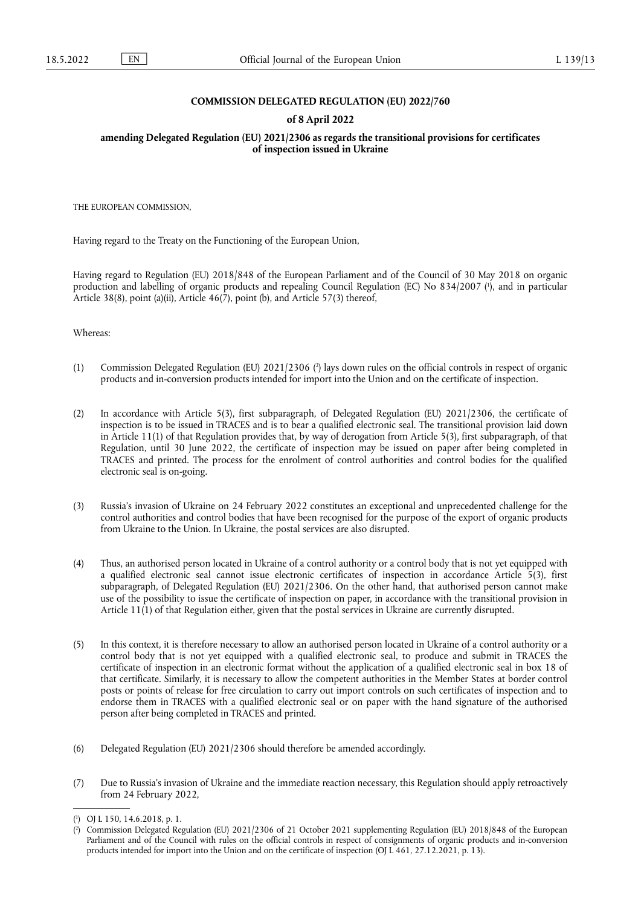**COMMISSION DELEGATED REGULATION (EU) 2022/760**

**of 8 April 2022**

**amending Delegated Regulation (EU) 2021/2306 as regards the transitional provisions for certificates of inspection issued in Ukraine**

THE EUROPEAN COMMISSION,

Having regard to the Treaty on the Functioning of the European Union,

Having regard to Regulation (EU) 2018/848 of the European Parliament and of the Council of 30 May 2018 on organic production and labelling of organic products and repealing Council Regulation (EC) No 834/2007 [1], and in particular Article 38(8), point (a)(ii), Article 46(7), point (b), and Article 57(3) thereof,

Whereas:

(1) Commission Delegated Regulation (EU) 2021/2306 [2] lays down rules on the official controls in respect of organic products and in-conversion products intended for import into the Union and on the certificate of inspection.

(2) In accordance with Article 5(3), first subparagraph, of Delegated Regulation (EU) 2021/2306, the certificate of inspection is to be issued in TRACES and is to bear a qualified electronic seal. The transitional provision laid down in Article 11(1) of that Regulation provides that, by way of derogation from Article 5(3), first subparagraph, of that Regulation, until 30 June 2022, the certificate of inspection may be issued on paper after being completed in TRACES and printed. The process for the enrolment of control authorities and control bodies for the qualified electronic seal is on-going.

(3) Russia's invasion of Ukraine on 24 February 2022 constitutes an exceptional and unprecedented challenge for the control authorities and control bodies that have been recognised for the purpose of the export of organic products from Ukraine to the Union. In Ukraine, the postal services are also disrupted.

(4) Thus, an authorised person located in Ukraine of a control authority or a control body that is not yet equipped with a qualified electronic seal cannot issue electronic certificates of inspection in accordance Article 5(3), first subparagraph, of Delegated Regulation (EU) 2021/2306. On the other hand, that authorised person cannot make use of the possibility to issue the certificate of inspection on paper, in accordance with the transitional provision in Article 11(1) of that Regulation either, given that the postal services in Ukraine are currently disrupted.

(5) In this context, it is therefore necessary to allow an authorised person located in Ukraine of a control authority or a control body that is not yet equipped with a qualified electronic seal, to produce and submit in TRACES the certificate of inspection in an electronic format without the application of a qualified electronic seal in box 18 of that certificate. Similarly, it is necessary to allow the competent authorities in the Member States at border control posts or points of release for free circulation to carry out import controls on such certificates of inspection and to endorse them in TRACES with a qualified electronic seal or on paper with the hand signature of the authorised person after being completed in TRACES and printed.

(6) Delegated Regulation (EU) 2021/2306 should therefore be amended accordingly.

(7) Due to Russia's invasion of Ukraine and the immediate reaction necessary, this Regulation should apply retroactively from 24 February 2022,

---

[1] OJ L 150, 14.6.2018, p. 1.

[2] Commission Delegated Regulation (EU) 2021/2306 of 21 October 2021 supplementing Regulation (EU) 2018/848 of the European Parliament and of the Council with rules on the official controls in respect of consignments of organic products and in-conversion products intended for import into the Union and on the certificate of inspection (OJ L 461, 27.12.2021, p. 13).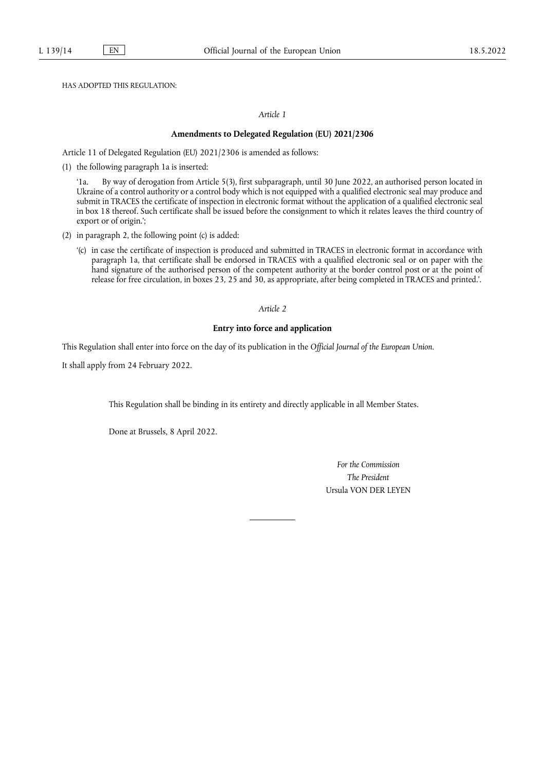HAS ADOPTED THIS REGULATION:

*Article 1*

**Amendments to Delegated Regulation (EU) 2021/2306**

Article 11 of Delegated Regulation (EU) 2021/2306 is amended as follows:

(1) the following paragraph 1a is inserted:

'1a. By way of derogation from Article 5(3), first subparagraph, until 30 June 2022, an authorised person located in Ukraine of a control authority or a control body which is not equipped with a qualified electronic seal may produce and submit in TRACES the certificate of inspection in electronic format without the application of a qualified electronic seal in box 18 thereof. Such certificate shall be issued before the consignment to which it relates leaves the third country of export or of origin.';

(2) in paragraph 2, the following point (c) is added:

'(c) in case the certificate of inspection is produced and submitted in TRACES in electronic format in accordance with paragraph 1a, that certificate shall be endorsed in TRACES with a qualified electronic seal or on paper with the hand signature of the authorised person of the competent authority at the border control post or at the point of release for free circulation, in boxes 23, 25 and 30, as appropriate, after being completed in TRACES and printed.'.

*Article 2*

**Entry into force and application**

This Regulation shall enter into force on the day of its publication in the *Official Journal of the European Union*.

It shall apply from 24 February 2022.

This Regulation shall be binding in its entirety and directly applicable in all Member States.

Done at Brussels, 8 April 2022.

*For the Commission*

*The President*

Ursula VON DER LEYEN